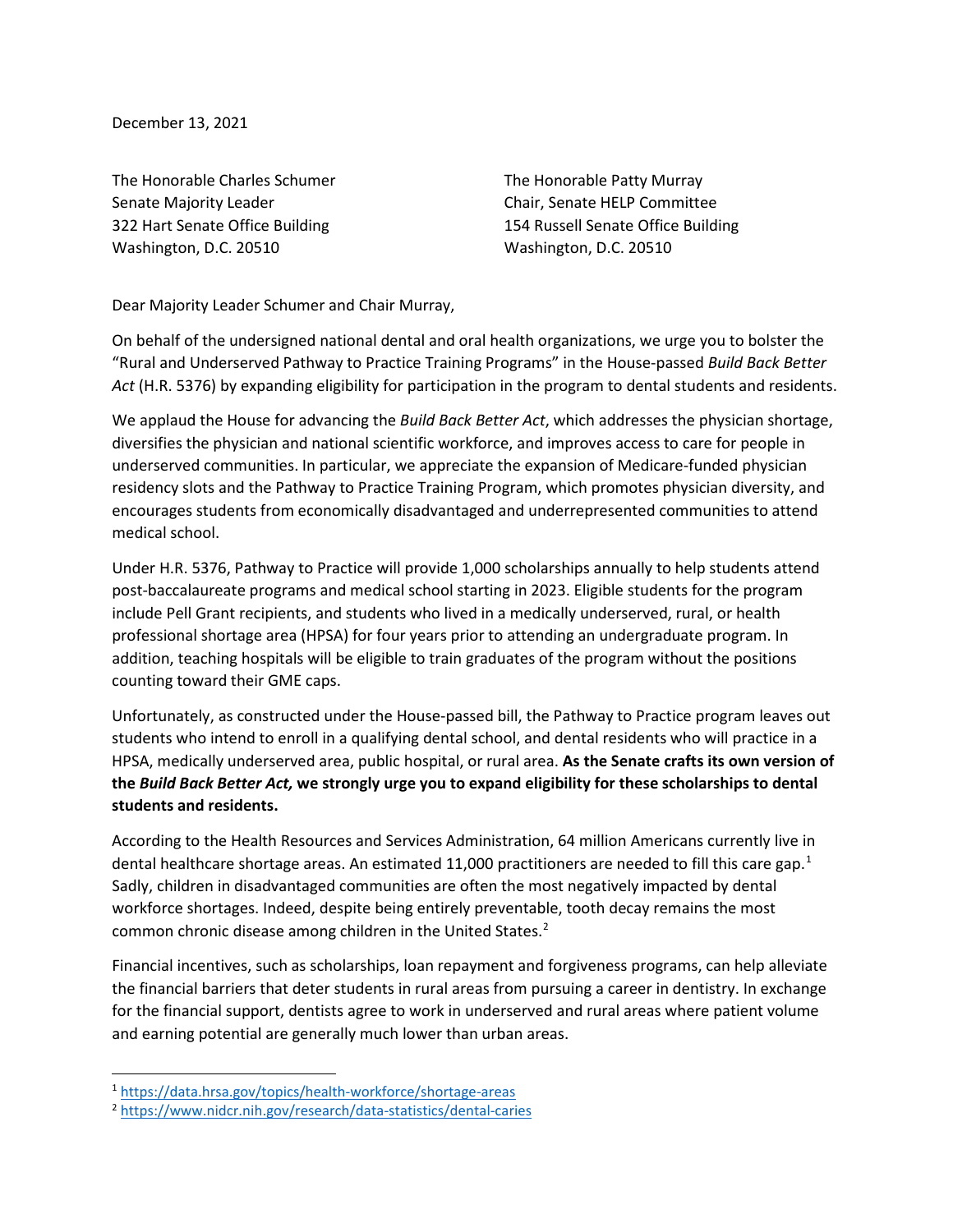December 13, 2021

The Honorable Charles Schumer
Senate Majority Leader
322 Hart Senate Office Building
Washington, D.C. 20510

The Honorable Patty Murray
Chair, Senate HELP Committee
154 Russell Senate Office Building
Washington, D.C. 20510

Dear Majority Leader Schumer and Chair Murray,

On behalf of the undersigned national dental and oral health organizations, we urge you to bolster the "Rural and Underserved Pathway to Practice Training Programs" in the House-passed *Build Back Better Act* (H.R. 5376) by expanding eligibility for participation in the program to dental students and residents.

We applaud the House for advancing the *Build Back Better Act*, which addresses the physician shortage, diversifies the physician and national scientific workforce, and improves access to care for people in underserved communities. In particular, we appreciate the expansion of Medicare-funded physician residency slots and the Pathway to Practice Training Program, which promotes physician diversity, and encourages students from economically disadvantaged and underrepresented communities to attend medical school.

Under H.R. 5376, Pathway to Practice will provide 1,000 scholarships annually to help students attend post-baccalaureate programs and medical school starting in 2023. Eligible students for the program include Pell Grant recipients, and students who lived in a medically underserved, rural, or health professional shortage area (HPSA) for four years prior to attending an undergraduate program. In addition, teaching hospitals will be eligible to train graduates of the program without the positions counting toward their GME caps.

Unfortunately, as constructed under the House-passed bill, the Pathway to Practice program leaves out students who intend to enroll in a qualifying dental school, and dental residents who will practice in a HPSA, medically underserved area, public hospital, or rural area. **As the Senate crafts its own version of the *Build Back Better Act,* we strongly urge you to expand eligibility for these scholarships to dental students and residents.**

According to the Health Resources and Services Administration, 64 million Americans currently live in dental healthcare shortage areas. An estimated 11,000 practitioners are needed to fill this care gap.[1] Sadly, children in disadvantaged communities are often the most negatively impacted by dental workforce shortages. Indeed, despite being entirely preventable, tooth decay remains the most common chronic disease among children in the United States.[2]

Financial incentives, such as scholarships, loan repayment and forgiveness programs, can help alleviate the financial barriers that deter students in rural areas from pursuing a career in dentistry. In exchange for the financial support, dentists agree to work in underserved and rural areas where patient volume and earning potential are generally much lower than urban areas.

[1] https://data.hrsa.gov/topics/health-workforce/shortage-areas
[2] https://www.nidcr.nih.gov/research/data-statistics/dental-caries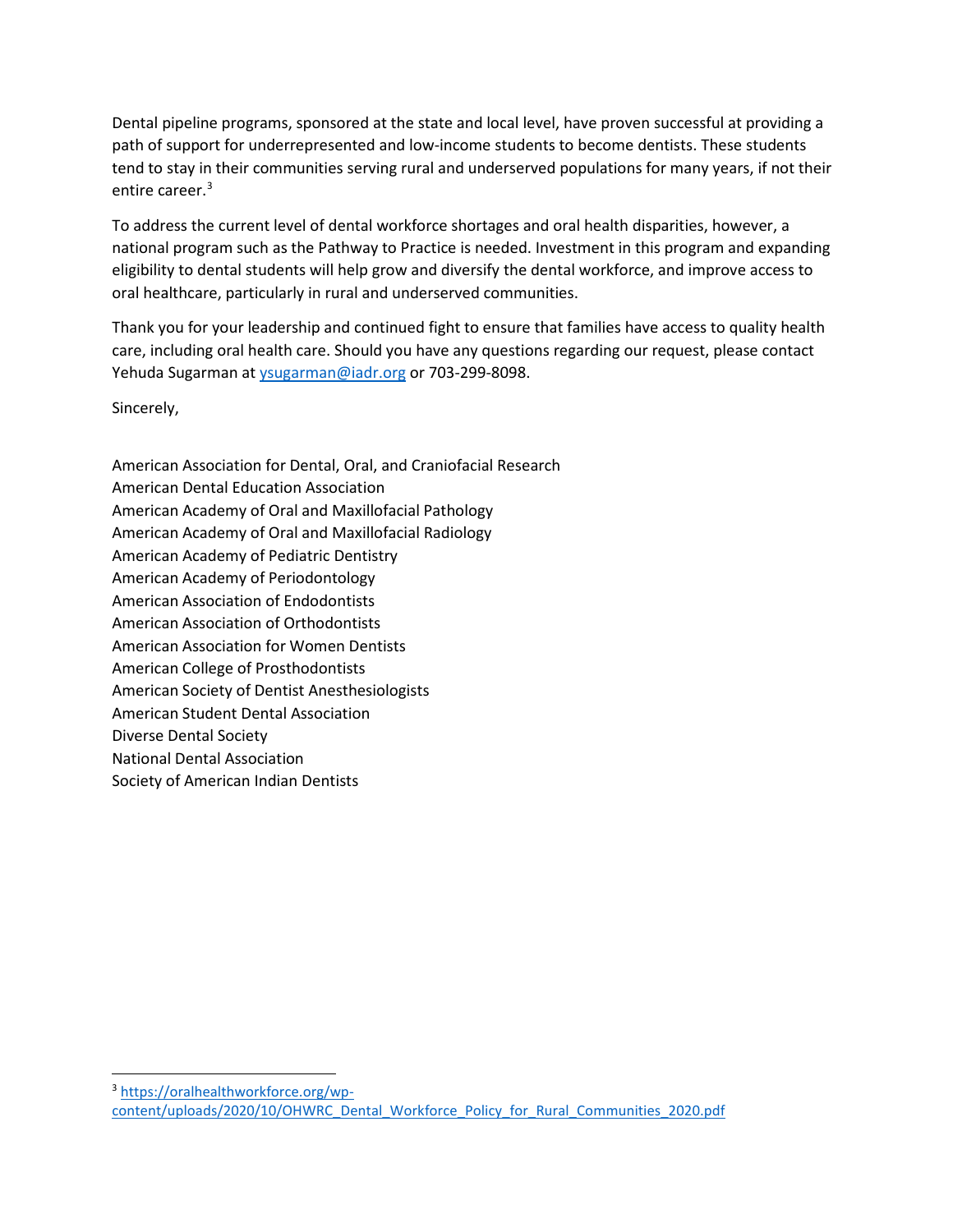Dental pipeline programs, sponsored at the state and local level, have proven successful at providing a path of support for underrepresented and low-income students to become dentists. These students tend to stay in their communities serving rural and underserved populations for many years, if not their entire career.[3]

To address the current level of dental workforce shortages and oral health disparities, however, a national program such as the Pathway to Practice is needed. Investment in this program and expanding eligibility to dental students will help grow and diversify the dental workforce, and improve access to oral healthcare, particularly in rural and underserved communities.

Thank you for your leadership and continued fight to ensure that families have access to quality health care, including oral health care. Should you have any questions regarding our request, please contact Yehuda Sugarman at ysugarman@iadr.org or 703-299-8098.

Sincerely,

American Association for Dental, Oral, and Craniofacial Research
American Dental Education Association
American Academy of Oral and Maxillofacial Pathology
American Academy of Oral and Maxillofacial Radiology
American Academy of Pediatric Dentistry
American Academy of Periodontology
American Association of Endodontists
American Association of Orthodontists
American Association for Women Dentists
American College of Prosthodontists
American Society of Dentist Anesthesiologists
American Student Dental Association
Diverse Dental Society
National Dental Association
Society of American Indian Dentists

[3] https://oralhealthworkforce.org/wp-content/uploads/2020/10/OHWRC_Dental_Workforce_Policy_for_Rural_Communities_2020.pdf